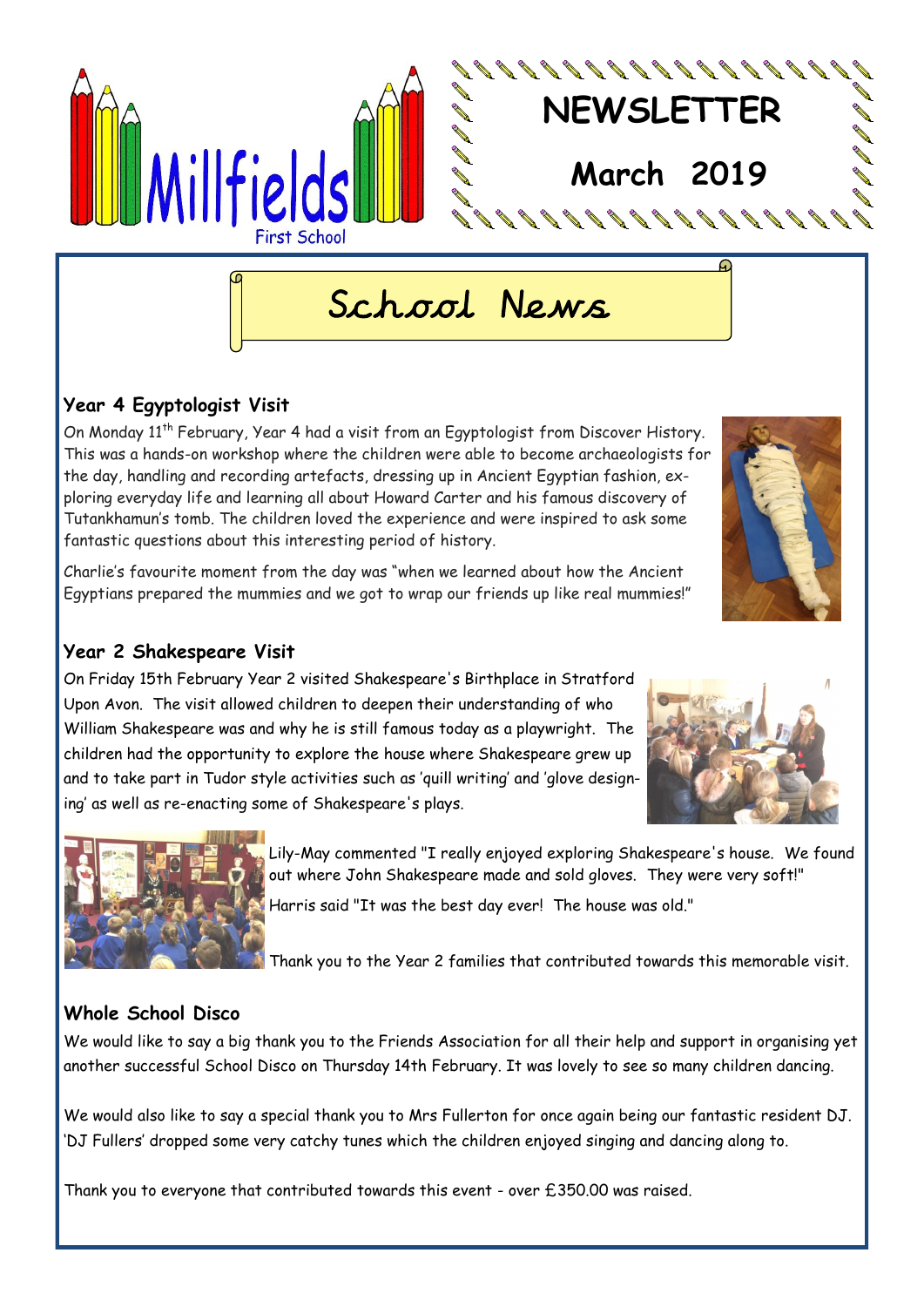Millfields First School

# NEWSLETTER

## March 2019

# School News

### Year 4 Egyptologist Visit

On Monday 11th February, Year 4 had a visit from an Egyptologist from Discover History. This was a hands-on workshop where the children were able to become archaeologists for the day, handling and recording artefacts, dressing up in Ancient Egyptian fashion, exploring everyday life and learning all about Howard Carter and his famous discovery of Tutankhamun's tomb. The children loved the experience and were inspired to ask some fantastic questions about this interesting period of history.

Charlie's favourite moment from the day was "when we learned about how the Ancient Egyptians prepared the mummies and we got to wrap our friends up like real mummies!"

### Year 2 Shakespeare Visit

On Friday 15th February Year 2 visited Shakespeare's Birthplace in Stratford Upon Avon. The visit allowed children to deepen their understanding of who William Shakespeare was and why he is still famous today as a playwright. The children had the opportunity to explore the house where Shakespeare grew up and to take part in Tudor style activities such as 'quill writing' and 'glove designing' as well as re-enacting some of Shakespeare's plays.

Lily-May commented "I really enjoyed exploring Shakespeare's house. We found out where John Shakespeare made and sold gloves. They were very soft!"

Harris said "It was the best day ever! The house was old."

Thank you to the Year 2 families that contributed towards this memorable visit.

### Whole School Disco

We would like to say a big thank you to the Friends Association for all their help and support in organising yet another successful School Disco on Thursday 14th February. It was lovely to see so many children dancing.

We would also like to say a special thank you to Mrs Fullerton for once again being our fantastic resident DJ. 'DJ Fullers' dropped some very catchy tunes which the children enjoyed singing and dancing along to.

Thank you to everyone that contributed towards this event - over £350.00 was raised.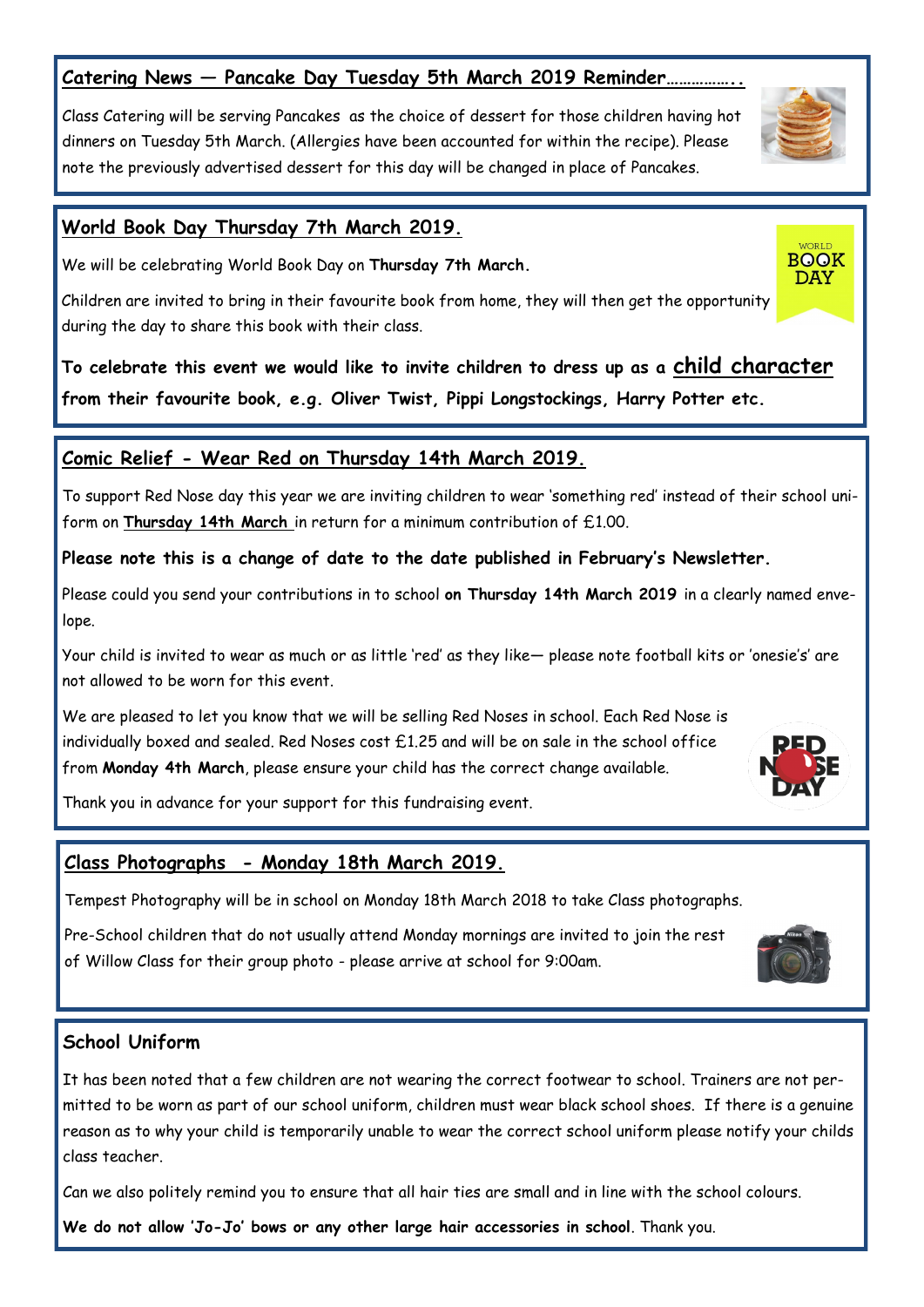## Catering News — Pancake Day Tuesday 5th March 2019 Reminder……………..

Class Catering will be serving Pancakes as the choice of dessert for those children having hot dinners on Tuesday 5th March. (Allergies have been accounted for within the recipe). Please note the previously advertised dessert for this day will be changed in place of Pancakes.

## World Book Day Thursday 7th March 2019.

We will be celebrating World Book Day on **Thursday 7th March.**

Children are invited to bring in their favourite book from home, they will then get the opportunity during the day to share this book with their class.

**To celebrate this event we would like to invite children to dress up as a child character from their favourite book, e.g. Oliver Twist, Pippi Longstockings, Harry Potter etc.**

## Comic Relief - Wear Red on Thursday 14th March 2019.

To support Red Nose day this year we are inviting children to wear 'something red' instead of their school uniform on **Thursday 14th March** in return for a minimum contribution of £1.00.

**Please note this is a change of date to the date published in February's Newsletter.**

Please could you send your contributions in to school **on Thursday 14th March 2019** in a clearly named envelope.

Your child is invited to wear as much or as little 'red' as they like— please note football kits or 'onesie's' are not allowed to be worn for this event.

We are pleased to let you know that we will be selling Red Noses in school. Each Red Nose is individually boxed and sealed. Red Noses cost £1.25 and will be on sale in the school office from **Monday 4th March**, please ensure your child has the correct change available.

Thank you in advance for your support for this fundraising event.

## Class Photographs - Monday 18th March 2019.

Tempest Photography will be in school on Monday 18th March 2018 to take Class photographs.

Pre-School children that do not usually attend Monday mornings are invited to join the rest of Willow Class for their group photo - please arrive at school for 9:00am.

## School Uniform

It has been noted that a few children are not wearing the correct footwear to school. Trainers are not permitted to be worn as part of our school uniform, children must wear black school shoes. If there is a genuine reason as to why your child is temporarily unable to wear the correct school uniform please notify your childs class teacher.

Can we also politely remind you to ensure that all hair ties are small and in line with the school colours.

**We do not allow 'Jo-Jo' bows or any other large hair accessories in school**. Thank you.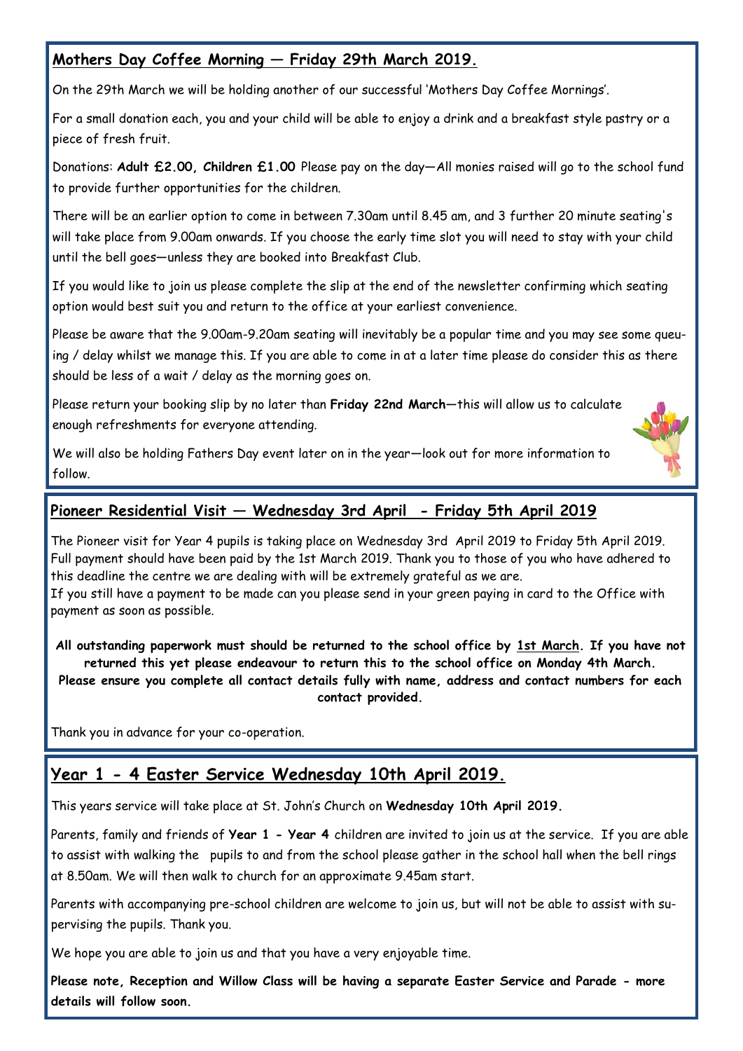## Mothers Day Coffee Morning — Friday 29th March 2019.

On the 29th March we will be holding another of our successful 'Mothers Day Coffee Mornings'.

For a small donation each, you and your child will be able to enjoy a drink and a breakfast style pastry or a piece of fresh fruit.

Donations: **Adult £2.00, Children £1.00** Please pay on the day—All monies raised will go to the school fund to provide further opportunities for the children.

There will be an earlier option to come in between 7.30am until 8.45 am, and 3 further 20 minute seating's will take place from 9.00am onwards. If you choose the early time slot you will need to stay with your child until the bell goes—unless they are booked into Breakfast Club.

If you would like to join us please complete the slip at the end of the newsletter confirming which seating option would best suit you and return to the office at your earliest convenience.

Please be aware that the 9.00am-9.20am seating will inevitably be a popular time and you may see some queuing / delay whilst we manage this. If you are able to come in at a later time please do consider this as there should be less of a wait / delay as the morning goes on.

Please return your booking slip by no later than **Friday 22nd March**—this will allow us to calculate enough refreshments for everyone attending.

We will also be holding Fathers Day event later on in the year—look out for more information to follow.

## Pioneer Residential Visit — Wednesday 3rd April - Friday 5th April 2019

The Pioneer visit for Year 4 pupils is taking place on Wednesday 3rd April 2019 to Friday 5th April 2019. Full payment should have been paid by the 1st March 2019. Thank you to those of you who have adhered to this deadline the centre we are dealing with will be extremely grateful as we are.
If you still have a payment to be made can you please send in your green paying in card to the Office with payment as soon as possible.

**All outstanding paperwork must should be returned to the school office by 1st March. If you have not returned this yet please endeavour to return this to the school office on Monday 4th March. Please ensure you complete all contact details fully with name, address and contact numbers for each contact provided.**

Thank you in advance for your co-operation.

## Year 1 - 4 Easter Service Wednesday 10th April 2019.

This years service will take place at St. John's Church on **Wednesday 10th April 2019.**

Parents, family and friends of **Year 1 - Year 4** children are invited to join us at the service. If you are able to assist with walking the pupils to and from the school please gather in the school hall when the bell rings at 8.50am. We will then walk to church for an approximate 9.45am start.

Parents with accompanying pre-school children are welcome to join us, but will not be able to assist with supervising the pupils. Thank you.

We hope you are able to join us and that you have a very enjoyable time.

**Please note, Reception and Willow Class will be having a separate Easter Service and Parade - more details will follow soon.**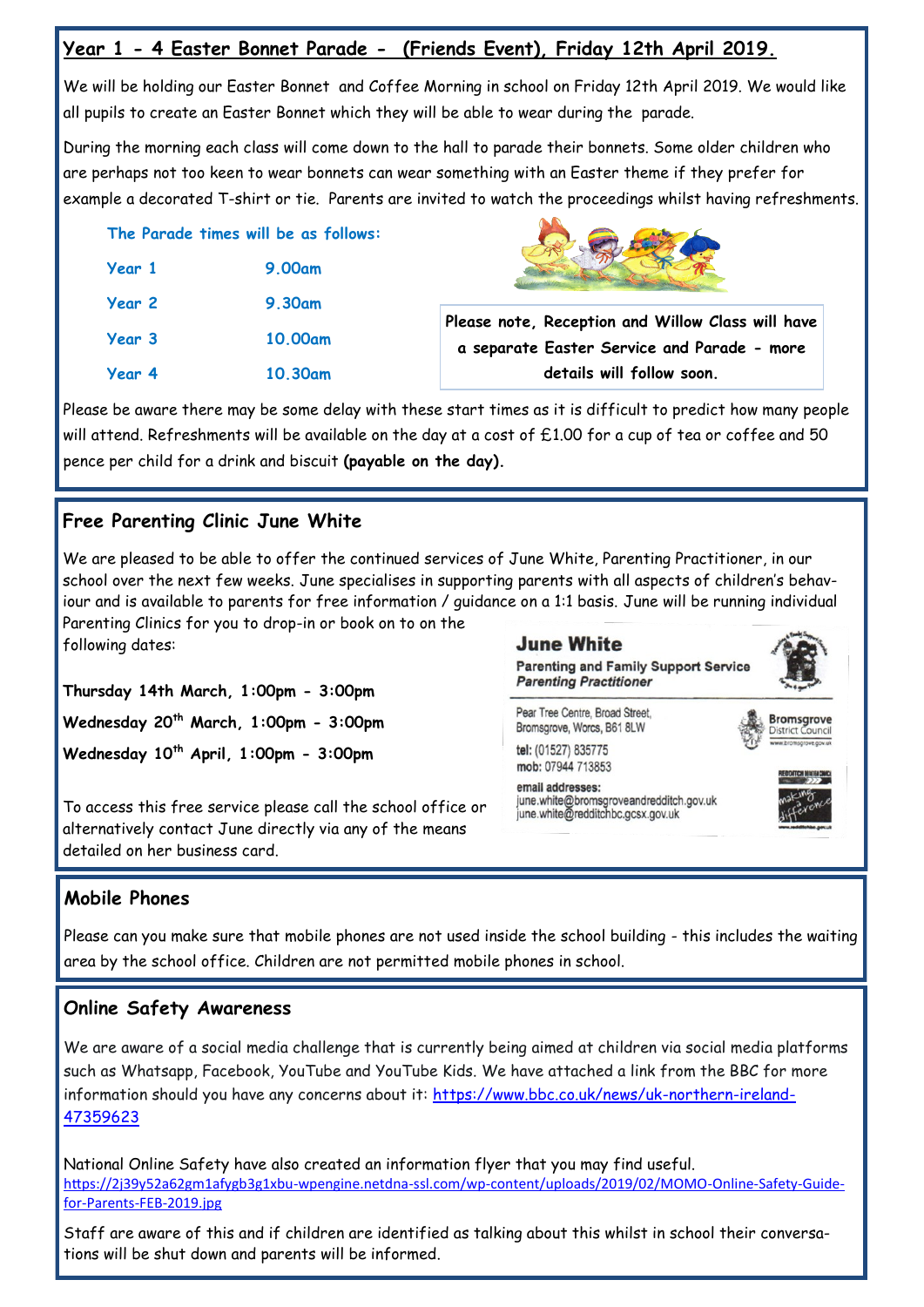## Year 1 - 4 Easter Bonnet Parade - (Friends Event), Friday 12th April 2019.

We will be holding our Easter Bonnet and Coffee Morning in school on Friday 12th April 2019. We would like all pupils to create an Easter Bonnet which they will be able to wear during the parade.

During the morning each class will come down to the hall to parade their bonnets. Some older children who are perhaps not too keen to wear bonnets can wear something with an Easter theme if they prefer for example a decorated T-shirt or tie. Parents are invited to watch the proceedings whilst having refreshments.

**The Parade times will be as follows:**

| | |
|---|---|
| Year 1 | 9.00am |
| Year 2 | 9.30am |
| Year 3 | 10.00am |
| Year 4 | 10.30am |

**Please note, Reception and Willow Class will have a separate Easter Service and Parade - more details will follow soon.**

Please be aware there may be some delay with these start times as it is difficult to predict how many people will attend. Refreshments will be available on the day at a cost of £1.00 for a cup of tea or coffee and 50 pence per child for a drink and biscuit **(payable on the day).**

## Free Parenting Clinic June White

We are pleased to be able to offer the continued services of June White, Parenting Practitioner, in our school over the next few weeks. June specialises in supporting parents with all aspects of children's behaviour and is available to parents for free information / guidance on a 1:1 basis. June will be running individual Parenting Clinics for you to drop-in or book on to on the following dates:

**Thursday 14th March, 1:00pm - 3:00pm**

**Wednesday 20th March, 1:00pm - 3:00pm**

**Wednesday 10th April, 1:00pm - 3:00pm**

To access this free service please call the school office or alternatively contact June directly via any of the means detailed on her business card.

**June White**
**Parenting and Family Support Service**
***Parenting Practitioner***

Pear Tree Centre, Broad Street,
Bromsgrove, Worcs, B61 8LW

**tel:** (01527) 835775
**mob:** 07944 713853

**email addresses:**
june.white@bromsgroveandredditch.gov.uk
june.white@redditchbc.gcsx.gov.uk

## Mobile Phones

Please can you make sure that mobile phones are not used inside the school building - this includes the waiting area by the school office. Children are not permitted mobile phones in school.

## Online Safety Awareness

We are aware of a social media challenge that is currently being aimed at children via social media platforms such as Whatsapp, Facebook, YouTube and YouTube Kids. We have attached a link from the BBC for more information should you have any concerns about it: https://www.bbc.co.uk/news/uk-northern-ireland-47359623

National Online Safety have also created an information flyer that you may find useful.
https://2j39y52a62gm1afygb3g1xbu-wpengine.netdna-ssl.com/wp-content/uploads/2019/02/MOMO-Online-Safety-Guide-for-Parents-FEB-2019.jpg

Staff are aware of this and if children are identified as talking about this whilst in school their conversations will be shut down and parents will be informed.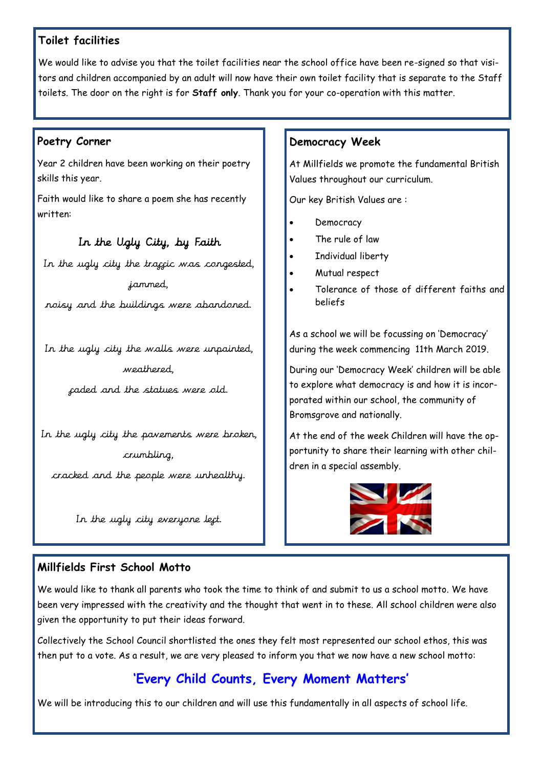## Toilet facilities

We would like to advise you that the toilet facilities near the school office have been re-signed so that visitors and children accompanied by an adult will now have their own toilet facility that is separate to the Staff toilets. The door on the right is for **Staff only**. Thank you for your co-operation with this matter.

## Poetry Corner

Year 2 children have been working on their poetry skills this year.

Faith would like to share a poem she has recently written:

### In the Ugly City, by Faith

*In the ugly city the traffic was congested, jammed,*
*noisy and the buildings were abandoned.*

*In the ugly city the walls were unpainted, weathered,*
*faded and the statues were old.*

*In the ugly city the pavements were broken, crumbling,*
*cracked and the people were unhealthy.*

*In the ugly city everyone left.*

## Democracy Week

At Millfields we promote the fundamental British Values throughout our curriculum.

Our key British Values are :

- Democracy
- The rule of law
- Individual liberty
- Mutual respect
- Tolerance of those of different faiths and beliefs

As a school we will be focussing on 'Democracy' during the week commencing 11th March 2019.

During our 'Democracy Week' children will be able to explore what democracy is and how it is incorporated within our school, the community of Bromsgrove and nationally.

At the end of the week Children will have the opportunity to share their learning with other children in a special assembly.

## Millfields First School Motto

We would like to thank all parents who took the time to think of and submit to us a school motto. We have been very impressed with the creativity and the thought that went in to these. All school children were also given the opportunity to put their ideas forward.

Collectively the School Council shortlisted the ones they felt most represented our school ethos, this was then put to a vote. As a result, we are very pleased to inform you that we now have a new school motto:

**'Every Child Counts, Every Moment Matters'**

We will be introducing this to our children and will use this fundamentally in all aspects of school life.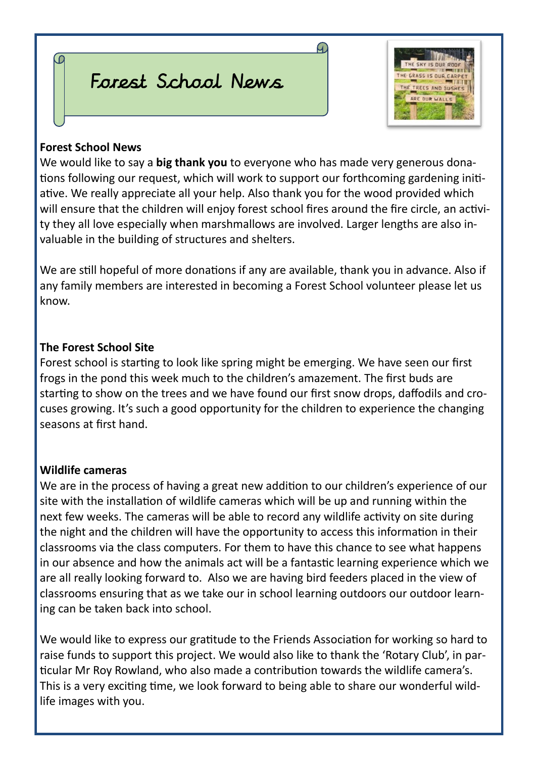# Forest School News

## Forest School News

We would like to say a **big thank you** to everyone who has made very generous donations following our request, which will work to support our forthcoming gardening initiative. We really appreciate all your help. Also thank you for the wood provided which will ensure that the children will enjoy forest school fires around the fire circle, an activity they all love especially when marshmallows are involved. Larger lengths are also invaluable in the building of structures and shelters.

We are still hopeful of more donations if any are available, thank you in advance. Also if any family members are interested in becoming a Forest School volunteer please let us know.

## The Forest School Site

Forest school is starting to look like spring might be emerging. We have seen our first frogs in the pond this week much to the children's amazement. The first buds are starting to show on the trees and we have found our first snow drops, daffodils and crocuses growing. It's such a good opportunity for the children to experience the changing seasons at first hand.

## Wildlife cameras

We are in the process of having a great new addition to our children's experience of our site with the installation of wildlife cameras which will be up and running within the next few weeks. The cameras will be able to record any wildlife activity on site during the night and the children will have the opportunity to access this information in their classrooms via the class computers. For them to have this chance to see what happens in our absence and how the animals act will be a fantastic learning experience which we are all really looking forward to. Also we are having bird feeders placed in the view of classrooms ensuring that as we take our in school learning outdoors our outdoor learning can be taken back into school.

We would like to express our gratitude to the Friends Association for working so hard to raise funds to support this project. We would also like to thank the 'Rotary Club', in particular Mr Roy Rowland, who also made a contribution towards the wildlife camera's. This is a very exciting time, we look forward to being able to share our wonderful wildlife images with you.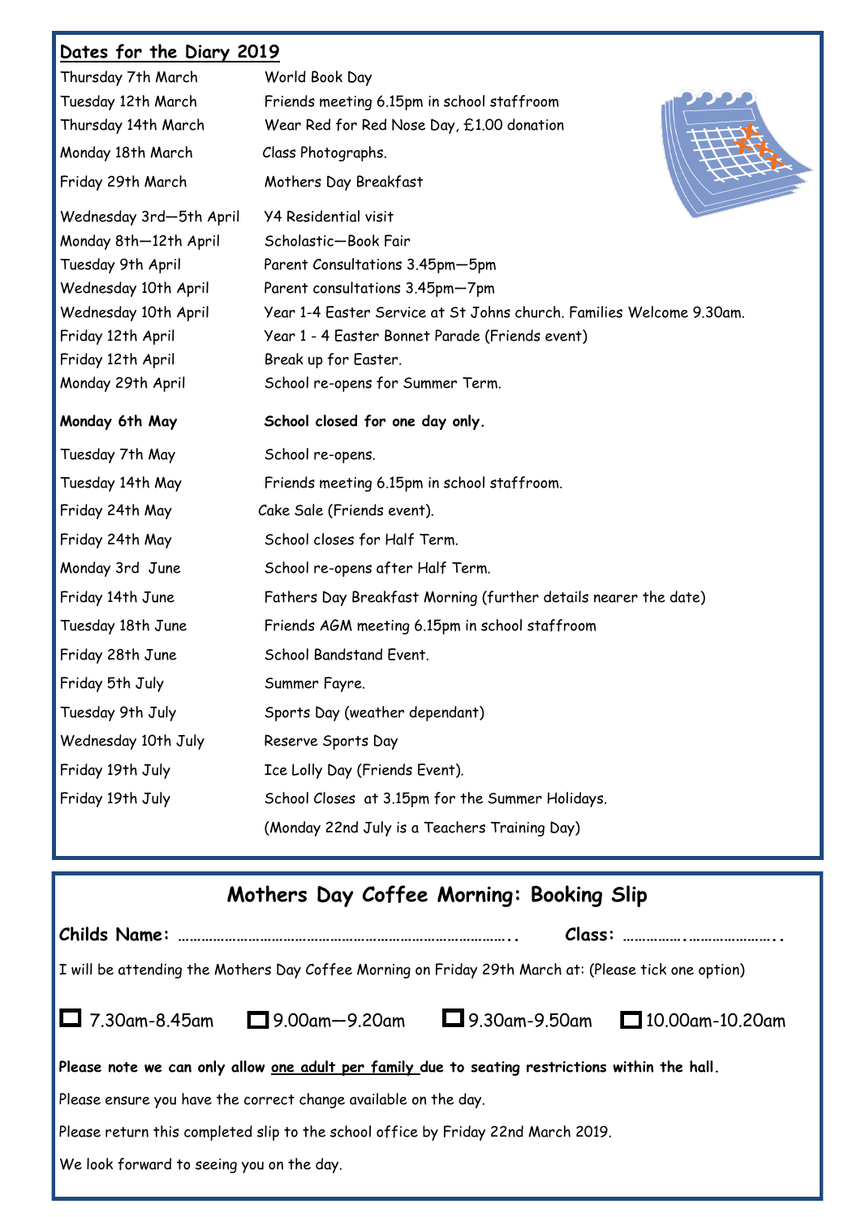## Dates for the Diary 2019

| | |
|---|---|
| Thursday 7th March | World Book Day |
| Tuesday 12th March | Friends meeting 6.15pm in school staffroom |
| Thursday 14th March | Wear Red for Red Nose Day, £1.00 donation |
| Monday 18th March | Class Photographs. |
| Friday 29th March | Mothers Day Breakfast |
| Wednesday 3rd—5th April | Y4 Residential visit |
| Monday 8th—12th April | Scholastic—Book Fair |
| Tuesday 9th April | Parent Consultations 3.45pm—5pm |
| Wednesday 10th April | Parent consultations 3.45pm—7pm |
| Wednesday 10th April | Year 1-4 Easter Service at St Johns church. Families Welcome 9.30am. |
| Friday 12th April | Year 1 - 4 Easter Bonnet Parade (Friends event) |
| Friday 12th April | Break up for Easter. |
| Monday 29th April | School re-opens for Summer Term. |
| **Monday 6th May** | **School closed for one day only.** |
| Tuesday 7th May | School re-opens. |
| Tuesday 14th May | Friends meeting 6.15pm in school staffroom. |
| Friday 24th May | Cake Sale (Friends event). |
| Friday 24th May | School closes for Half Term. |
| Monday 3rd June | School re-opens after Half Term. |
| Friday 14th June | Fathers Day Breakfast Morning (further details nearer the date) |
| Tuesday 18th June | Friends AGM meeting 6.15pm in school staffroom |
| Friday 28th June | School Bandstand Event. |
| Friday 5th July | Summer Fayre. |
| Tuesday 9th July | Sports Day (weather dependant) |
| Wednesday 10th July | Reserve Sports Day |
| Friday 19th July | Ice Lolly Day (Friends Event). |
| Friday 19th July | School Closes at 3.15pm for the Summer Holidays. |
| | (Monday 22nd July is a Teachers Training Day) |

## Mothers Day Coffee Morning: Booking Slip

**Childs Name:** ………………………………………………………………………….. **Class:** …………….…………………..

I will be attending the Mothers Day Coffee Morning on Friday 29th March at: (Please tick one option)

☐ 7.30am-8.45am ☐ 9.00am—9.20am ☐ 9.30am-9.50am ☐ 10.00am-10.20am

**Please note we can only allow <u>one adult per family</u> due to seating restrictions within the hall.**

Please ensure you have the correct change available on the day.

Please return this completed slip to the school office by Friday 22nd March 2019.

We look forward to seeing you on the day.